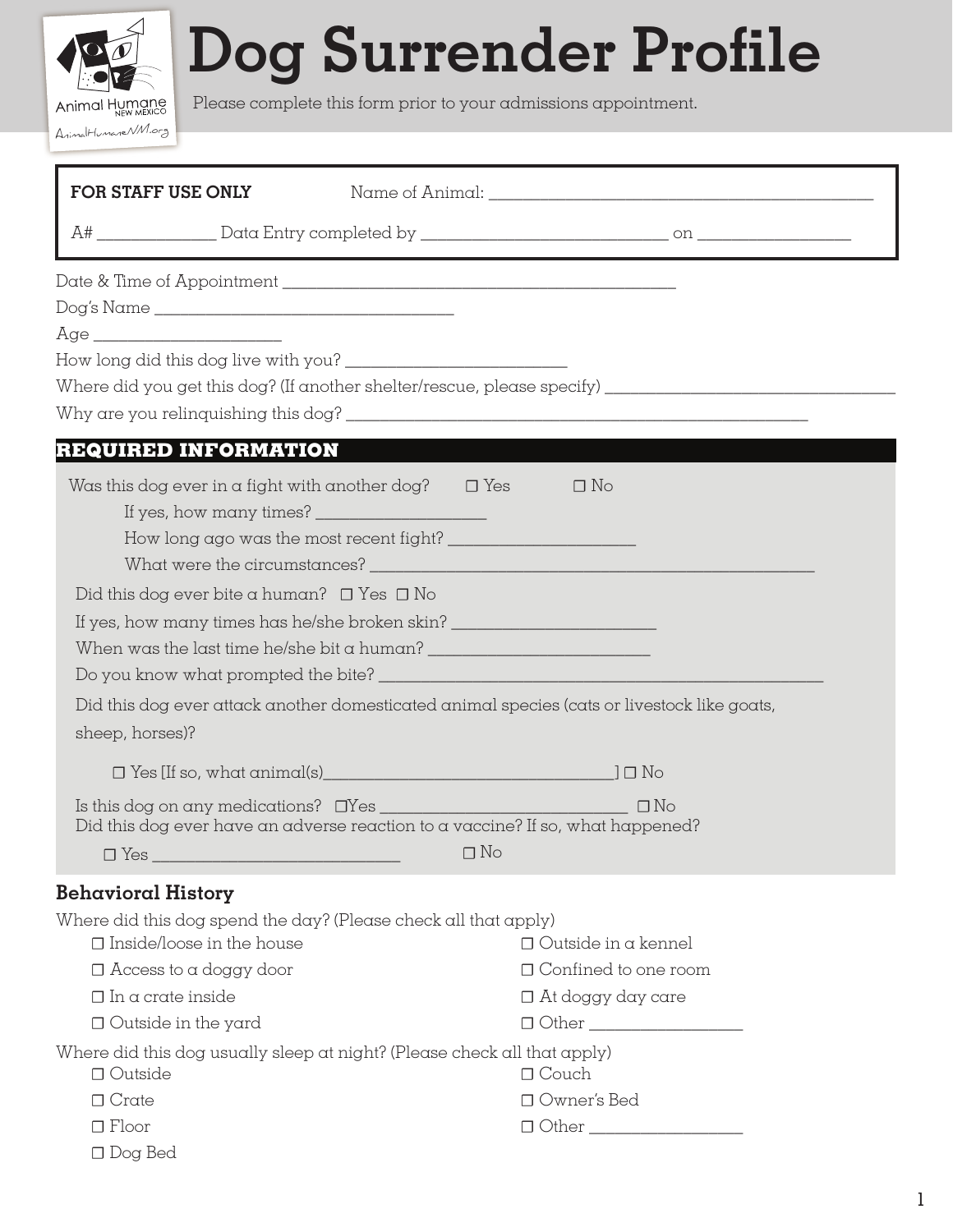# Dog Surrender Profile

Please complete this form prior to your admissions appointment.

Animal Humane New Mexico
AnimalHumaneNM.org

**FOR STAFF USE ONLY** Name of Animal: ___________________________________________

A# ______________ Data Entry completed by ____________________________ on _________________

Date & Time of Appointment _____________________________________________

Dog's Name __________________________________

Age ______________________

How long did this dog live with you? __________________________

Where did you get this dog? (If another shelter/rescue, please specify) __________________________________

Why are you relinquishing this dog? ______________________________________________________

## REQUIRED INFORMATION

Was this dog ever in a fight with another dog? ☐ Yes ☐ No

- If yes, how many times? ____________________
- How long ago was the most recent fight? ______________________
- What were the circumstances? __________________________________________________

Did this dog ever bite a human? ☐ Yes ☐ No

If yes, how many times has he/she broken skin? ________________________

When was the last time he/she bit a human? __________________________

Do you know what prompted the bite? ______________________________________________________

Did this dog ever attack another domesticated animal species (cats or livestock like goats, sheep, horses)?

☐ Yes [If so, what animal(s)__________________________________] ☐ No

Is this dog on any medications? ☐Yes _____________________________ ☐ No

Did this dog ever have an adverse reaction to a vaccine? If so, what happened?

☐ Yes _____________________________ ☐ No

### Behavioral History

Where did this dog spend the day? (Please check all that apply)

- ☐ Inside/loose in the house
- ☐ Access to a doggy door
- ☐ In a crate inside
- ☐ Outside in the yard
- ☐ Outside in a kennel
- ☐ Confined to one room
- ☐ At doggy day care
- ☐ Other __________________

Where did this dog usually sleep at night? (Please check all that apply)

- ☐ Outside
- ☐ Crate
- ☐ Floor
- ☐ Dog Bed
- ☐ Couch
- ☐ Owner's Bed
- ☐ Other __________________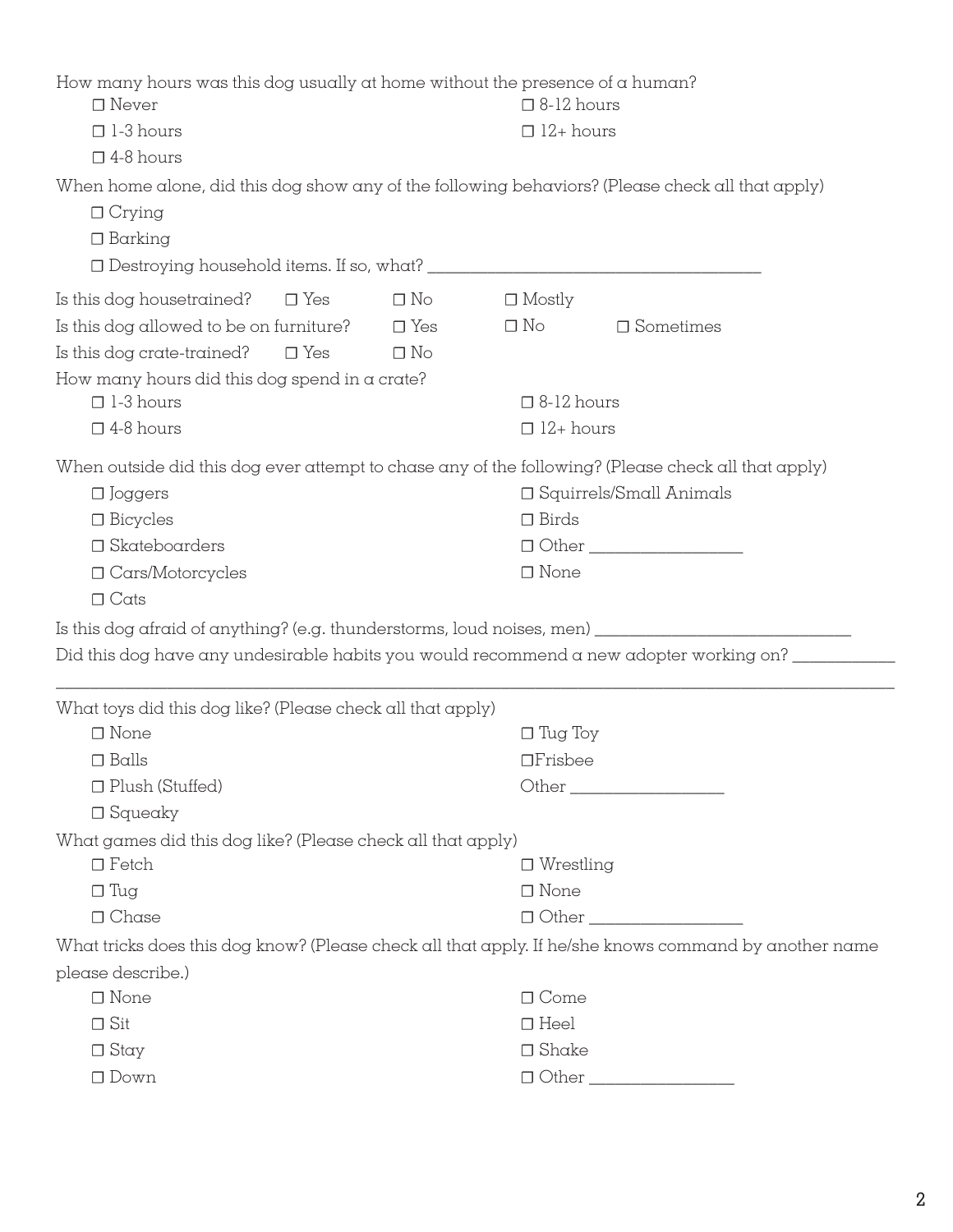How many hours was this dog usually at home without the presence of a human?

- ☐ Never
- ☐ 1-3 hours
- ☐ 4-8 hours
- ☐ 8-12 hours
- ☐ 12+ hours

When home alone, did this dog show any of the following behaviors? (Please check all that apply)

- ☐ Crying
- ☐ Barking
- ☐ Destroying household items. If so, what? ________________________________________

Is this dog housetrained? ☐ Yes ☐ No ☐ Mostly

Is this dog allowed to be on furniture? ☐ Yes ☐ No ☐ Sometimes

Is this dog crate-trained? ☐ Yes ☐ No

How many hours did this dog spend in a crate?

- ☐ 1-3 hours
- ☐ 4-8 hours
- ☐ 8-12 hours
- ☐ 12+ hours

When outside did this dog ever attempt to chase any of the following? (Please check all that apply)

- ☐ Joggers
- ☐ Bicycles
- ☐ Skateboarders
- ☐ Cars/Motorcycles
- ☐ Cats
- ☐ Squirrels/Small Animals
- ☐ Birds
- ☐ Other ________________
- ☐ None

Is this dog afraid of anything? (e.g. thunderstorms, loud noises, men) ______________________________

Did this dog have any undesirable habits you would recommend a new adopter working on? ____________

________________________________________________________________________________________________

What toys did this dog like? (Please check all that apply)

- ☐ None
- ☐ Balls
- ☐ Plush (Stuffed)
- ☐ Squeaky
- ☐ Tug Toy
- ☐ Frisbee
- Other ________________

What games did this dog like? (Please check all that apply)

- ☐ Fetch
- ☐ Tug
- ☐ Chase
- ☐ Wrestling
- ☐ None
- ☐ Other ________________

What tricks does this dog know? (Please check all that apply. If he/she knows command by another name please describe.)

- ☐ None
- ☐ Sit
- ☐ Stay
- ☐ Down
- ☐ Come
- ☐ Heel
- ☐ Shake
- ☐ Other ________________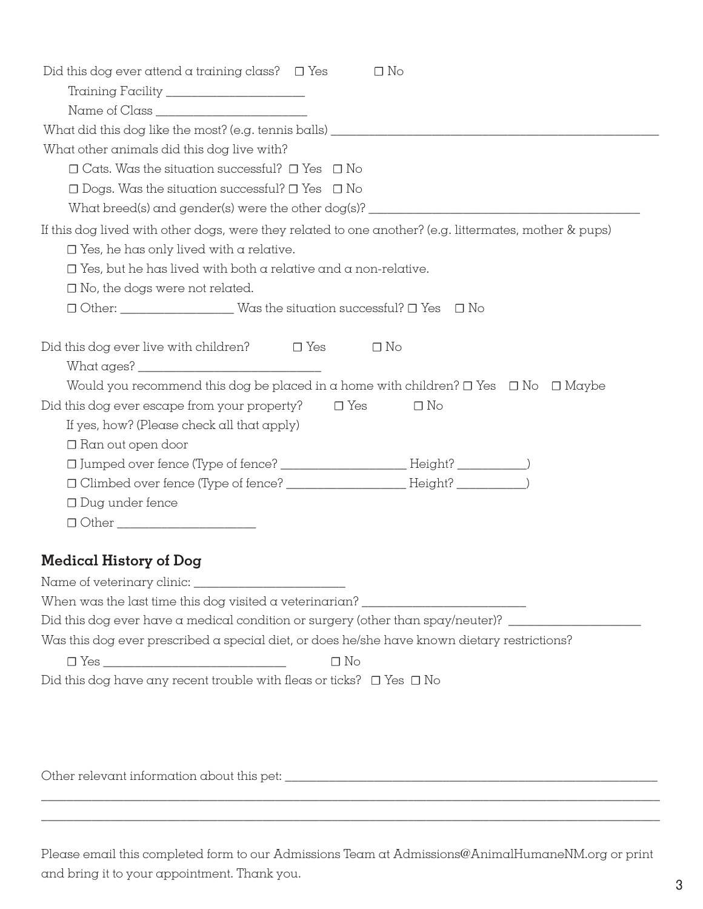Did this dog ever attend a training class? ☐ Yes ☐ No

Training Facility ____________________

Name of Class ____________________

What did this dog like the most? (e.g. tennis balls) ____________________

What other animals did this dog live with?

☐ Cats. Was the situation successful? ☐ Yes ☐ No

☐ Dogs. Was the situation successful? ☐ Yes ☐ No

What breed(s) and gender(s) were the other dog(s)? ____________________

If this dog lived with other dogs, were they related to one another? (e.g. littermates, mother & pups)

☐ Yes, he has only lived with a relative.

☐ Yes, but he has lived with both a relative and a non-relative.

☐ No, the dogs were not related.

☐ Other: ____________________ Was the situation successful? ☐ Yes ☐ No

Did this dog ever live with children? ☐ Yes ☐ No

What ages? ____________________

Would you recommend this dog be placed in a home with children? ☐ Yes ☐ No ☐ Maybe

Did this dog ever escape from your property? ☐ Yes ☐ No

If yes, how? (Please check all that apply)

☐ Ran out open door

☐ Jumped over fence (Type of fence? ____________________ Height? __________)

☐ Climbed over fence (Type of fence? ____________________ Height? __________)

☐ Dug under fence

☐ Other ____________________

## Medical History of Dog

Name of veterinary clinic: ____________________

When was the last time this dog visited a veterinarian? ____________________

Did this dog ever have a medical condition or surgery (other than spay/neuter)? ____________________

Was this dog ever prescribed a special diet, or does he/she have known dietary restrictions?

☐ Yes ____________________ ☐ No

Did this dog have any recent trouble with fleas or ticks? ☐ Yes ☐ No

Other relevant information about this pet: ____________________

____________________

____________________

Please email this completed form to our Admissions Team at Admissions@AnimalHumaneNM.org or print and bring it to your appointment. Thank you.